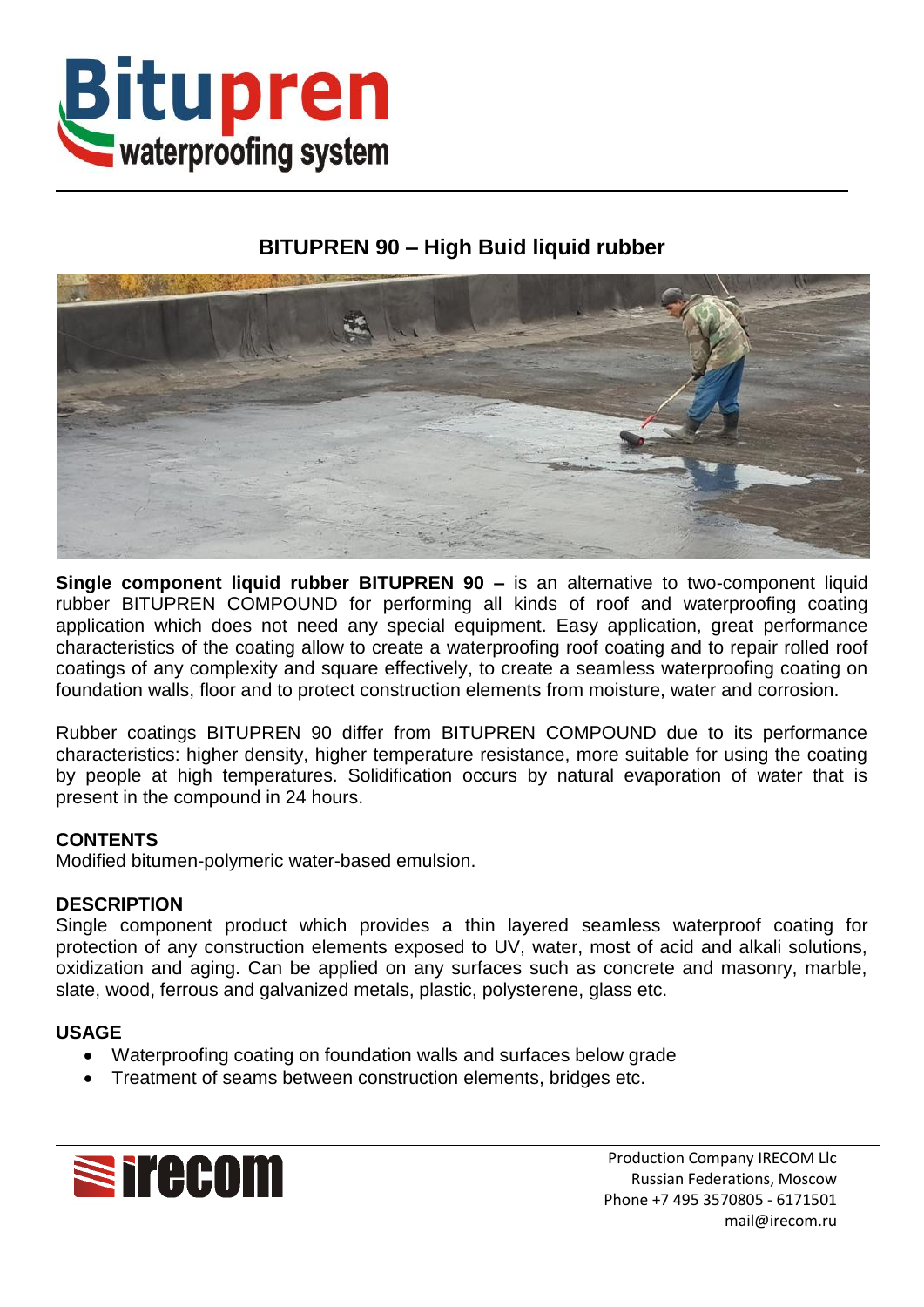# Bitupren
waterproofing system

## BITUPREN 90 – High Buid liquid rubber

**Single component liquid rubber BITUPREN 90 –** is an alternative to two-component liquid rubber BITUPREN COMPOUND for performing all kinds of roof and waterproofing coating application which does not need any special equipment. Easy application, great performance characteristics of the coating allow to create a waterproofing roof coating and to repair rolled roof coatings of any complexity and square effectively, to create a seamless waterproofing coating on foundation walls, floor and to protect construction elements from moisture, water and corrosion.

Rubber coatings BITUPREN 90 differ from BITUPREN COMPOUND due to its performance characteristics: higher density, higher temperature resistance, more suitable for using the coating by people at high temperatures. Solidification occurs by natural evaporation of water that is present in the compound in 24 hours.

### CONTENTS

Modified bitumen-polymeric water-based emulsion.

### DESCRIPTION

Single component product which provides a thin layered seamless waterproof coating for protection of any construction elements exposed to UV, water, most of acid and alkali solutions, oxidization and aging. Can be applied on any surfaces such as concrete and masonry, marble, slate, wood, ferrous and galvanized metals, plastic, polysterene, glass etc.

### USAGE

- Waterproofing coating on foundation walls and surfaces below grade
- Treatment of seams between construction elements, bridges etc.

irecom

Production Company IRECOM Llc
Russian Federations, Moscow
Phone +7 495 3570805 - 6171501
mail@irecom.ru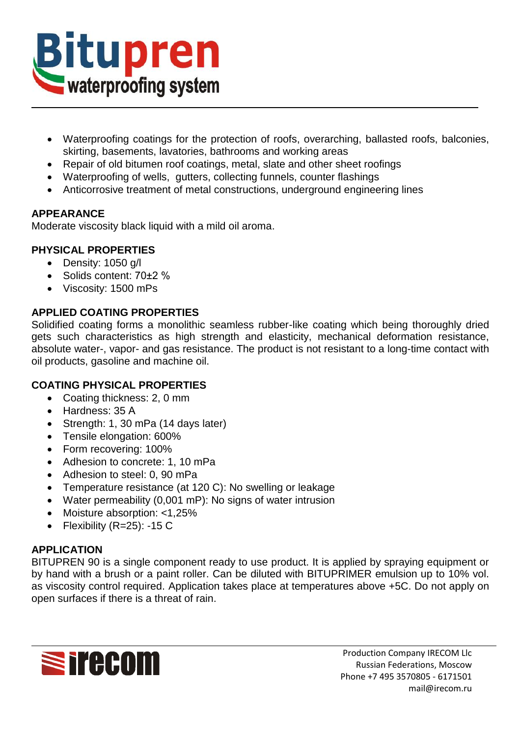# Bitupren

waterproofing system

- Waterproofing coatings for the protection of roofs, overarching, ballasted roofs, balconies, skirting, basements, lavatories, bathrooms and working areas
- Repair of old bitumen roof coatings, metal, slate and other sheet roofings
- Waterproofing of wells, gutters, collecting funnels, counter flashings
- Anticorrosive treatment of metal constructions, underground engineering lines

**APPEARANCE**

Moderate viscosity black liquid with a mild oil aroma.

**PHYSICAL PROPERTIES**

- Density: 1050 g/l
- Solids content: 70±2 %
- Viscosity: 1500 mPs

**APPLIED COATING PROPERTIES**

Solidified coating forms a monolithic seamless rubber-like coating which being thoroughly dried gets such characteristics as high strength and elasticity, mechanical deformation resistance, absolute water-, vapor- and gas resistance. The product is not resistant to a long-time contact with oil products, gasoline and machine oil.

**COATING PHYSICAL PROPERTIES**

- Coating thickness: 2, 0 mm
- Hardness: 35 A
- Strength: 1, 30 mPa (14 days later)
- Tensile elongation: 600%
- Form recovering: 100%
- Adhesion to concrete: 1, 10 mPa
- Adhesion to steel: 0, 90 mPa
- Temperature resistance (at 120 C): No swelling or leakage
- Water permeability (0,001 mP): No signs of water intrusion
- Moisture absorption: <1,25%
- Flexibility (R=25): -15 C

**APPLICATION**

BITUPREN 90 is a single component ready to use product. It is applied by spraying equipment or by hand with a brush or a paint roller. Can be diluted with BITUPRIMER emulsion up to 10% vol. as viscosity control required. Application takes place at temperatures above +5C. Do not apply on open surfaces if there is a threat of rain.

irecom

Production Company IRECOM Llc
Russian Federations, Moscow
Phone +7 495 3570805 - 6171501
mail@irecom.ru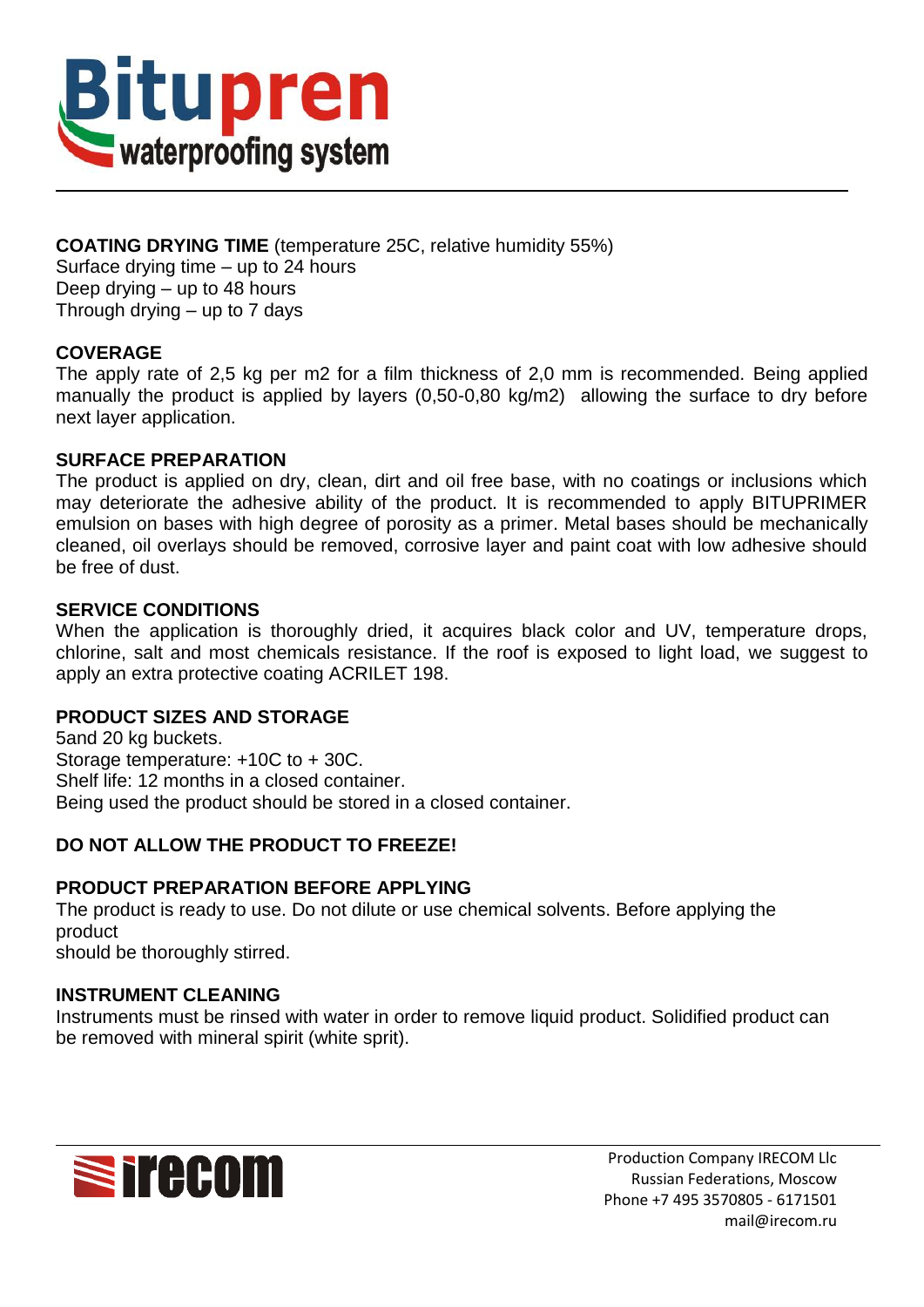**COATING DRYING TIME** (temperature 25C, relative humidity 55%)
Surface drying time – up to 24 hours
Deep drying – up to 48 hours
Through drying – up to 7 days

**COVERAGE**

The apply rate of 2,5 kg per m2 for a film thickness of 2,0 mm is recommended. Being applied manually the product is applied by layers (0,50-0,80 kg/m2) allowing the surface to dry before next layer application.

**SURFACE PREPARATION**

The product is applied on dry, clean, dirt and oil free base, with no coatings or inclusions which may deteriorate the adhesive ability of the product. It is recommended to apply BITUPRIMER emulsion on bases with high degree of porosity as a primer. Metal bases should be mechanically cleaned, oil overlays should be removed, corrosive layer and paint coat with low adhesive should be free of dust.

**SERVICE CONDITIONS**

When the application is thoroughly dried, it acquires black color and UV, temperature drops, chlorine, salt and most chemicals resistance. If the roof is exposed to light load, we suggest to apply an extra protective coating ACRILET 198.

**PRODUCT SIZES AND STORAGE**

5and 20 kg buckets.
Storage temperature: +10C to + 30C.
Shelf life: 12 months in a closed container.
Being used the product should be stored in a closed container.

**DO NOT ALLOW THE PRODUCT TO FREEZE!**

**PRODUCT PREPARATION BEFORE APPLYING**

The product is ready to use. Do not dilute or use chemical solvents. Before applying the product
should be thoroughly stirred.

**INSTRUMENT CLEANING**

Instruments must be rinsed with water in order to remove liquid product. Solidified product can be removed with mineral spirit (white sprit).

Production Company IRECOM Llc
Russian Federations, Moscow
Phone +7 495 3570805 - 6171501
mail@irecom.ru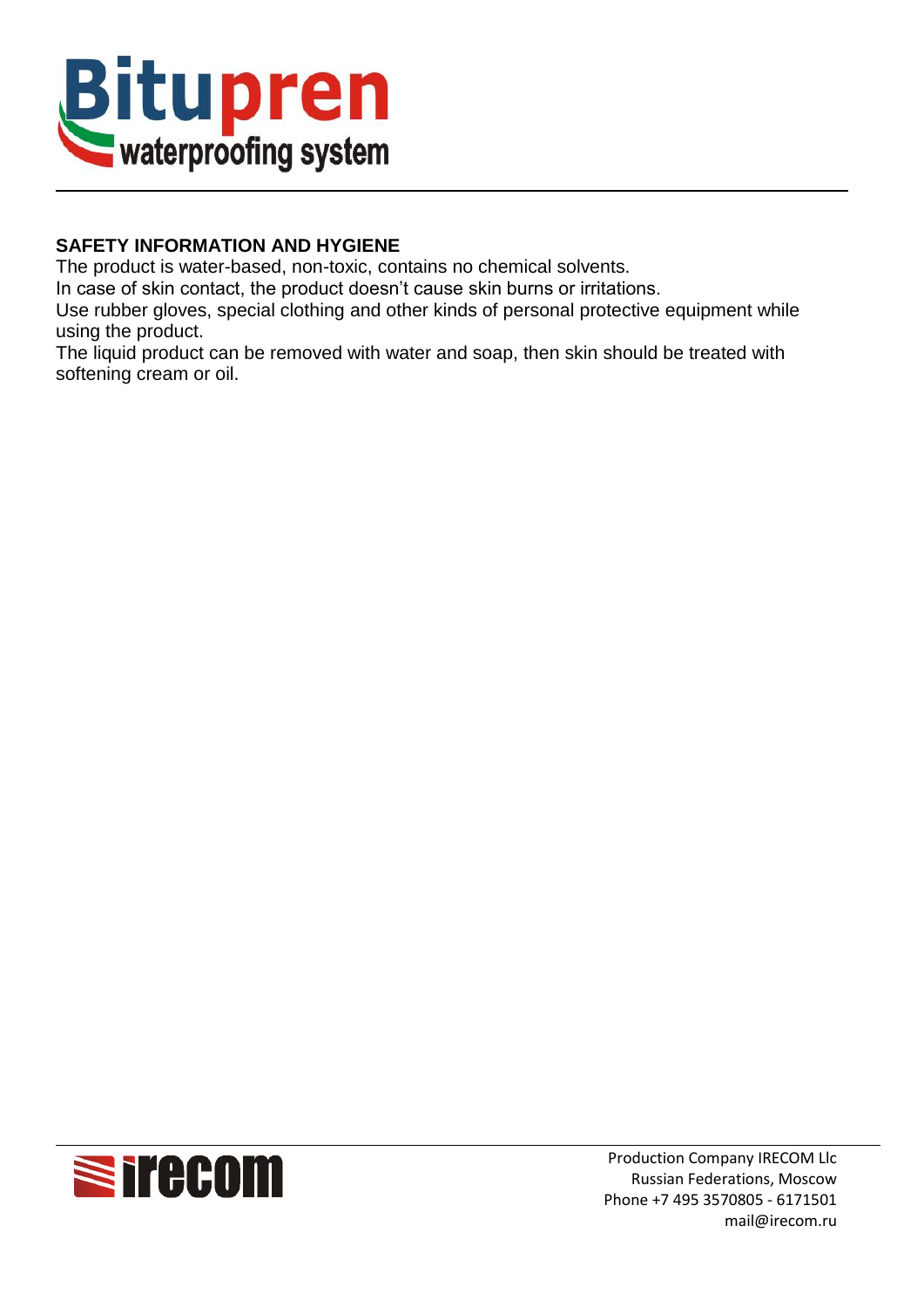## SAFETY INFORMATION AND HYGIENE

The product is water-based, non-toxic, contains no chemical solvents.
In case of skin contact, the product doesn't cause skin burns or irritations.
Use rubber gloves, special clothing and other kinds of personal protective equipment while using the product.
The liquid product can be removed with water and soap, then skin should be treated with softening cream or oil.